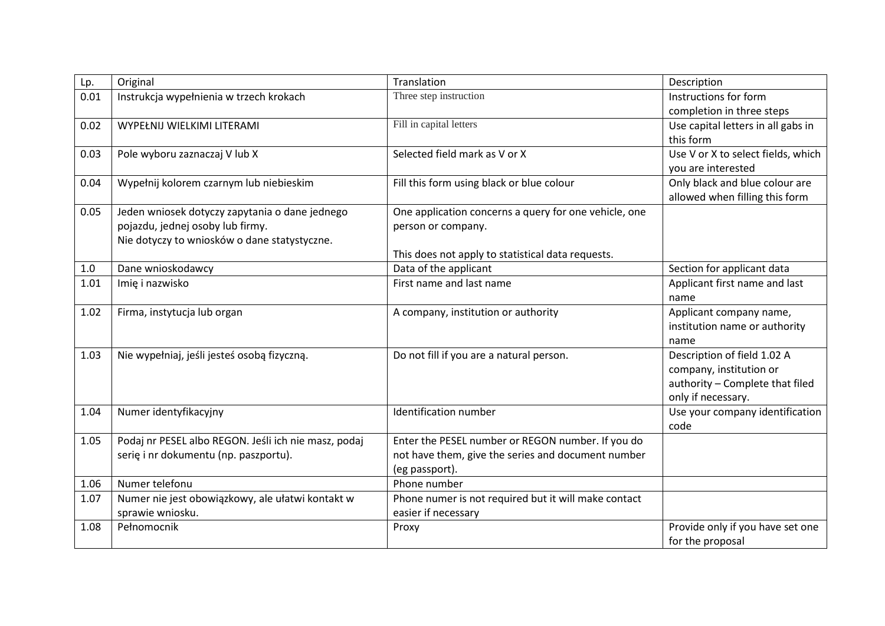| Lp. | Original | Translation | Description |
|---|---|---|---|
| 0.01 | Instrukcja wypełnienia w trzech krokach | Three step instruction | Instructions for form completion in three steps |
| 0.02 | WYPEŁNIJ WIELKIMI LITERAMI | Fill in capital letters | Use capital letters in all gabs in this form |
| 0.03 | Pole wyboru zaznaczaj V lub X | Selected field mark as V or X | Use V or X to select fields, which you are interested |
| 0.04 | Wypełnij kolorem czarnym lub niebieskim | Fill this form using black or blue colour | Only black and blue colour are allowed when filling this form |
| 0.05 | Jeden wniosek dotyczy zapytania o dane jednego pojazdu, jednej osoby lub firmy.<br>Nie dotyczy to wniosków o dane statystyczne. | One application concerns a query for one vehicle, one person or company.<br><br>This does not apply to statistical data requests. | |
| 1.0 | Dane wnioskodawcy | Data of the applicant | Section for applicant data |
| 1.01 | Imię i nazwisko | First name and last name | Applicant first name and last name |
| 1.02 | Firma, instytucja lub organ | A company, institution or authority | Applicant company name, institution name or authority name |
| 1.03 | Nie wypełniaj, jeśli jesteś osobą fizyczną. | Do not fill if you are a natural person. | Description of field 1.02 A company, institution or authority – Complete that filed only if necessary. |
| 1.04 | Numer identyfikacyjny | Identification number | Use your company identification code |
| 1.05 | Podaj nr PESEL albo REGON. Jeśli ich nie masz, podaj serię i nr dokumentu (np. paszportu). | Enter the PESEL number or REGON number. If you do not have them, give the series and document number (eg passport). | |
| 1.06 | Numer telefonu | Phone number | |
| 1.07 | Numer nie jest obowiązkowy, ale ułatwi kontakt w sprawie wniosku. | Phone numer is not required but it will make contact easier if necessary | |
| 1.08 | Pełnomocnik | Proxy | Provide only if you have set one for the proposal |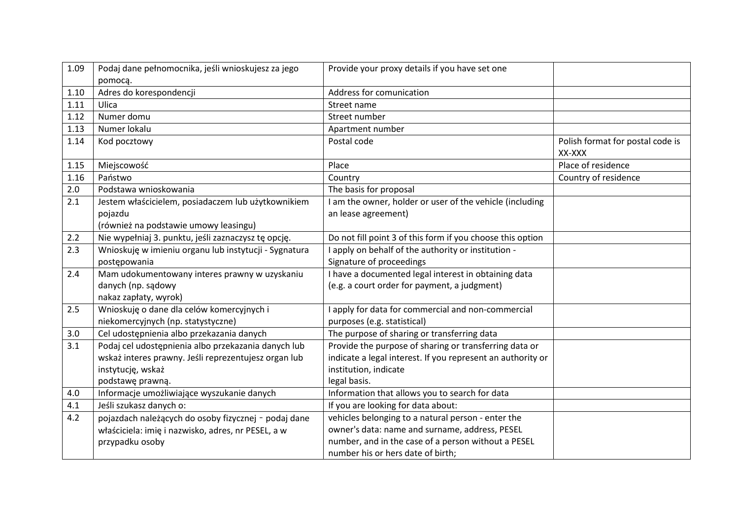| 1.09 | Podaj dane pełnomocnika, jeśli wnioskujesz za jego pomocą. | Provide your proxy details if you have set one | |
|---|---|---|---|
| 1.10 | Adres do korespondencji | Address for comunication | |
| 1.11 | Ulica | Street name | |
| 1.12 | Numer domu | Street number | |
| 1.13 | Numer lokalu | Apartment number | |
| 1.14 | Kod pocztowy | Postal code | Polish format for postal code is XX-XXX |
| 1.15 | Miejscowość | Place | Place of residence |
| 1.16 | Państwo | Country | Country of residence |
| 2.0 | Podstawa wnioskowania | The basis for proposal | |
| 2.1 | Jestem właścicielem, posiadaczem lub użytkownikiem pojazdu (również na podstawie umowy leasingu) | I am the owner, holder or user of the vehicle (including an lease agreement) | |
| 2.2 | Nie wypełniaj 3. punktu, jeśli zaznaczysz tę opcję. | Do not fill point 3 of this form if you choose this option | |
| 2.3 | Wnioskuję w imieniu organu lub instytucji - Sygnatura postępowania | I apply on behalf of the authority or institution - Signature of proceedings | |
| 2.4 | Mam udokumentowany interes prawny w uzyskaniu danych (np. sądowy nakaz zapłaty, wyrok) | I have a documented legal interest in obtaining data (e.g. a court order for payment, a judgment) | |
| 2.5 | Wnioskuję o dane dla celów komercyjnych i niekomercyjnych (np. statystyczne) | I apply for data for commercial and non-commercial purposes (e.g. statistical) | |
| 3.0 | Cel udostępnienia albo przekazania danych | The purpose of sharing or transferring data | |
| 3.1 | Podaj cel udostępnienia albo przekazania danych lub wskaż interes prawny. Jeśli reprezentujesz organ lub instytucję, wskaż podstawę prawną. | Provide the purpose of sharing or transferring data or indicate a legal interest. If you represent an authority or institution, indicate legal basis. | |
| 4.0 | Informacje umożliwiające wyszukanie danych | Information that allows you to search for data | |
| 4.1 | Jeśli szukasz danych o: | If you are looking for data about: | |
| 4.2 | pojazdach należących do osoby fizycznej - podaj dane właściciela: imię i nazwisko, adres, nr PESEL, a w przypadku osoby | vehicles belonging to a natural person - enter the owner's data: name and surname, address, PESEL number, and in the case of a person without a PESEL number his or hers date of birth; | |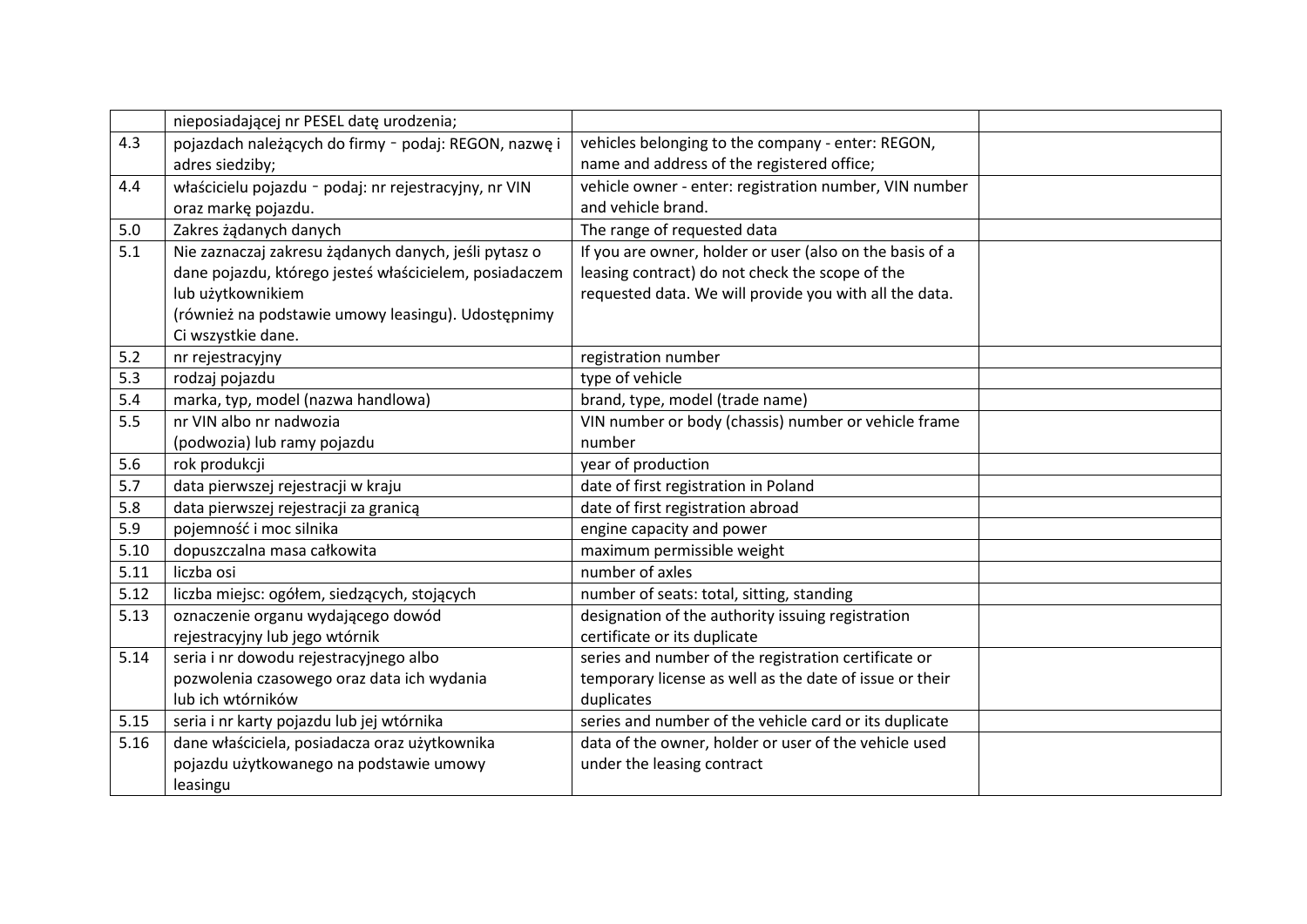| | | | |
|---|---|---|---|
| | nieposiadającej nr PESEL datę urodzenia; | | |
| 4.3 | pojazdach należących do firmy - podaj: REGON, nazwę i adres siedziby; | vehicles belonging to the company - enter: REGON, name and address of the registered office; | |
| 4.4 | właścicielu pojazdu - podaj: nr rejestracyjny, nr VIN oraz markę pojazdu. | vehicle owner - enter: registration number, VIN number and vehicle brand. | |
| 5.0 | Zakres żądanych danych | The range of requested data | |
| 5.1 | Nie zaznaczaj zakresu żądanych danych, jeśli pytasz o dane pojazdu, którego jesteś właścicielem, posiadaczem lub użytkownikiem (również na podstawie umowy leasingu). Udostępnimy Ci wszystkie dane. | If you are owner, holder or user (also on the basis of a leasing contract) do not check the scope of the requested data. We will provide you with all the data. | |
| 5.2 | nr rejestracyjny | registration number | |
| 5.3 | rodzaj pojazdu | type of vehicle | |
| 5.4 | marka, typ, model (nazwa handlowa) | brand, type, model (trade name) | |
| 5.5 | nr VIN albo nr nadwozia (podwozia) lub ramy pojazdu | VIN number or body (chassis) number or vehicle frame number | |
| 5.6 | rok produkcji | year of production | |
| 5.7 | data pierwszej rejestracji w kraju | date of first registration in Poland | |
| 5.8 | data pierwszej rejestracji za granicą | date of first registration abroad | |
| 5.9 | pojemność i moc silnika | engine capacity and power | |
| 5.10 | dopuszczalna masa całkowita | maximum permissible weight | |
| 5.11 | liczba osi | number of axles | |
| 5.12 | liczba miejsc: ogółem, siedzących, stojących | number of seats: total, sitting, standing | |
| 5.13 | oznaczenie organu wydającego dowód rejestracyjny lub jego wtórnik | designation of the authority issuing registration certificate or its duplicate | |
| 5.14 | seria i nr dowodu rejestracyjnego albo pozwolenia czasowego oraz data ich wydania lub ich wtórników | series and number of the registration certificate or temporary license as well as the date of issue or their duplicates | |
| 5.15 | seria i nr karty pojazdu lub jej wtórnika | series and number of the vehicle card or its duplicate | |
| 5.16 | dane właściciela, posiadacza oraz użytkownika pojazdu użytkowanego na podstawie umowy leasingu | data of the owner, holder or user of the vehicle used under the leasing contract | |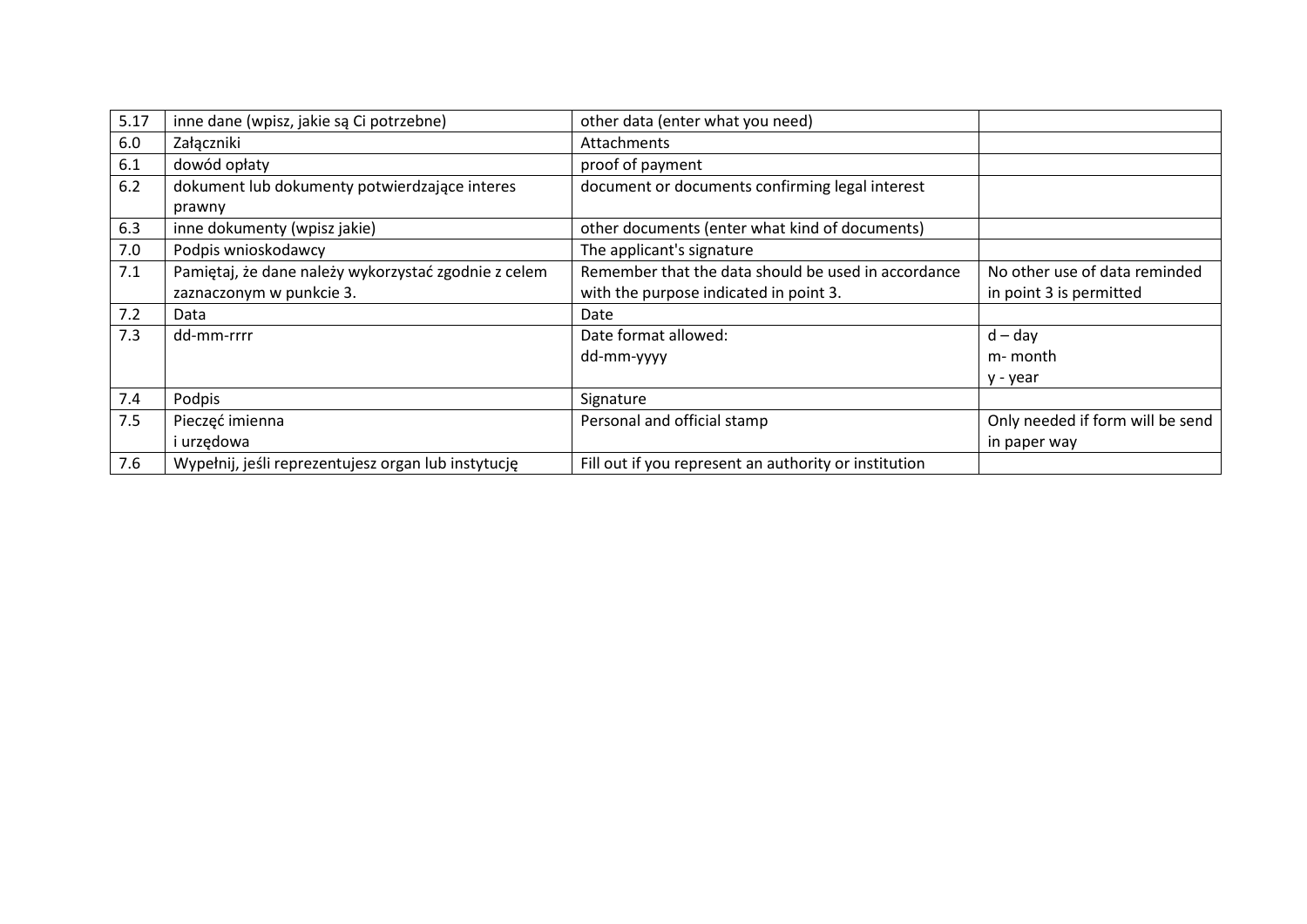| | | | |
|---|---|---|---|
| 5.17 | inne dane (wpisz, jakie są Ci potrzebne) | other data (enter what you need) | |
| 6.0 | Załączniki | Attachments | |
| 6.1 | dowód opłaty | proof of payment | |
| 6.2 | dokument lub dokumenty potwierdzające interes prawny | document or documents confirming legal interest | |
| 6.3 | inne dokumenty (wpisz jakie) | other documents (enter what kind of documents) | |
| 7.0 | Podpis wnioskodawcy | The applicant's signature | |
| 7.1 | Pamiętaj, że dane należy wykorzystać zgodnie z celem zaznaczonym w punkcie 3. | Remember that the data should be used in accordance with the purpose indicated in point 3. | No other use of data reminded in point 3 is permitted |
| 7.2 | Data | Date | |
| 7.3 | dd-mm-rrrr | Date format allowed:<br>dd-mm-yyyy | d – day<br>m- month<br>y - year |
| 7.4 | Podpis | Signature | |
| 7.5 | Pieczęć imienna<br>i urzędowa | Personal and official stamp | Only needed if form will be send in paper way |
| 7.6 | Wypełnij, jeśli reprezentujesz organ lub instytucję | Fill out if you represent an authority or institution | |